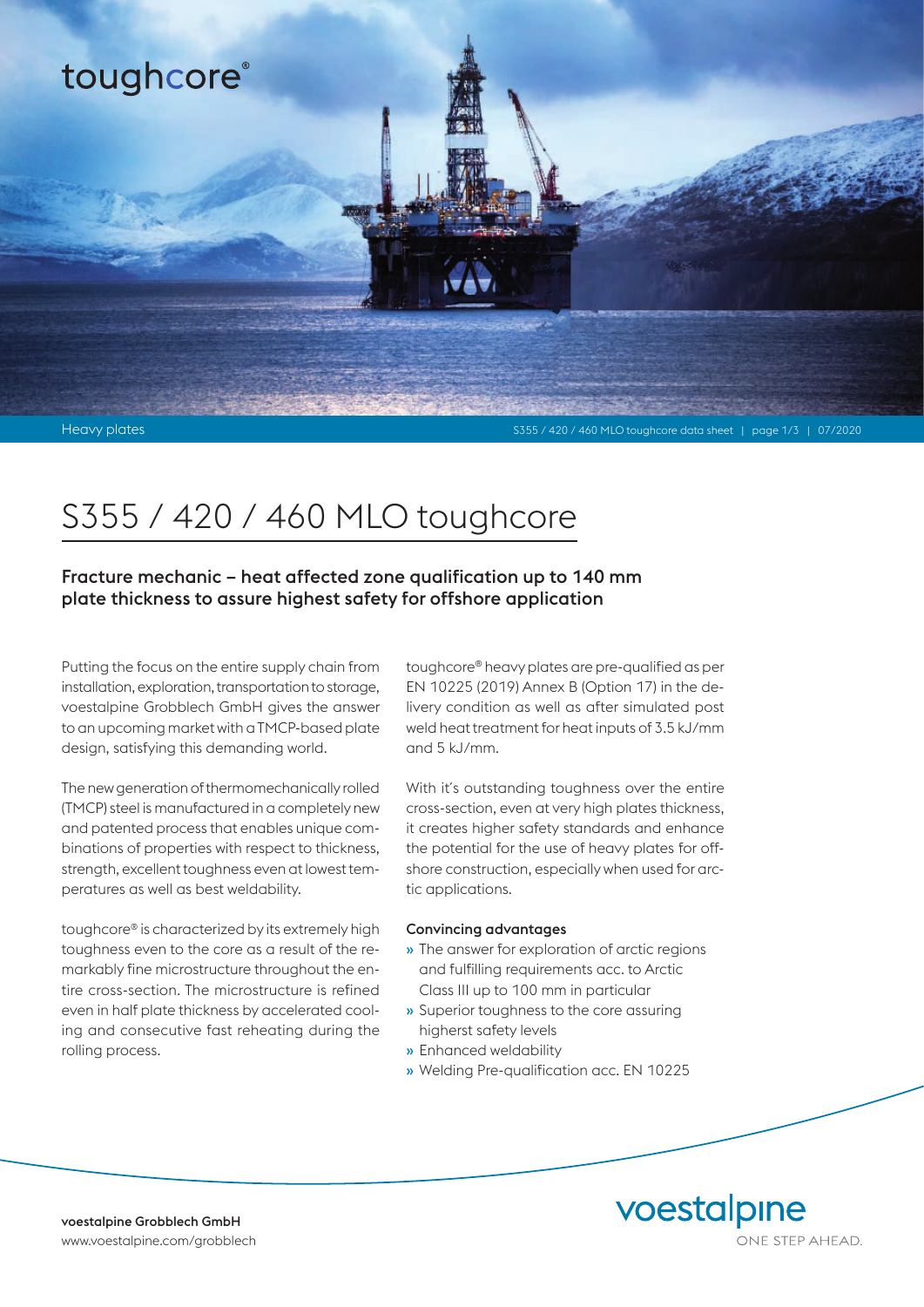toughcore®

Heavy plates

# S355 / 420 / 460 MLO toughcore

## Fracture mechanic – heat affected zone qualification up to 140 mm plate thickness to assure highest safety for offshore application

Putting the focus on the entire supply chain from installation, exploration, transportation to storage, voestalpine Grobblech GmbH gives the answer to an upcoming market with a TMCP-based plate design, satisfying this demanding world.

The new generation of thermomechanically rolled (TMCP) steel is manufactured in a completely new and patented process that enables unique combinations of properties with respect to thickness, strength, excellent toughness even at lowest temperatures as well as best weldability.

toughcore® is characterized by its extremely high toughness even to the core as a result of the remarkably fine microstructure throughout the entire cross-section. The microstructure is refined even in half plate thickness by accelerated cooling and consecutive fast reheating during the rolling process.

toughcore® heavy plates are pre-qualified as per EN 10225 (2019) Annex B (Option 17) in the delivery condition as well as after simulated post weld heat treatment for heat inputs of 3.5 kJ/mm and 5 kJ/mm.

With it´s outstanding toughness over the entire cross-section, even at very high plates thickness, it creates higher safety standards and enhance the potential for the use of heavy plates for offshore construction, especially when used for arctic applications.

### Convincing advantages

- The answer for exploration of arctic regions and fulfilling requirements acc. to Arctic Class III up to 100 mm in particular
- Superior toughness to the core assuring higherst safety levels
- Enhanced weldability
- Welding Pre-qualification acc. EN 10225

**voestalpine Grobblech GmbH**
www.voestalpine.com/grobblech

voestalpine
ONE STEP AHEAD.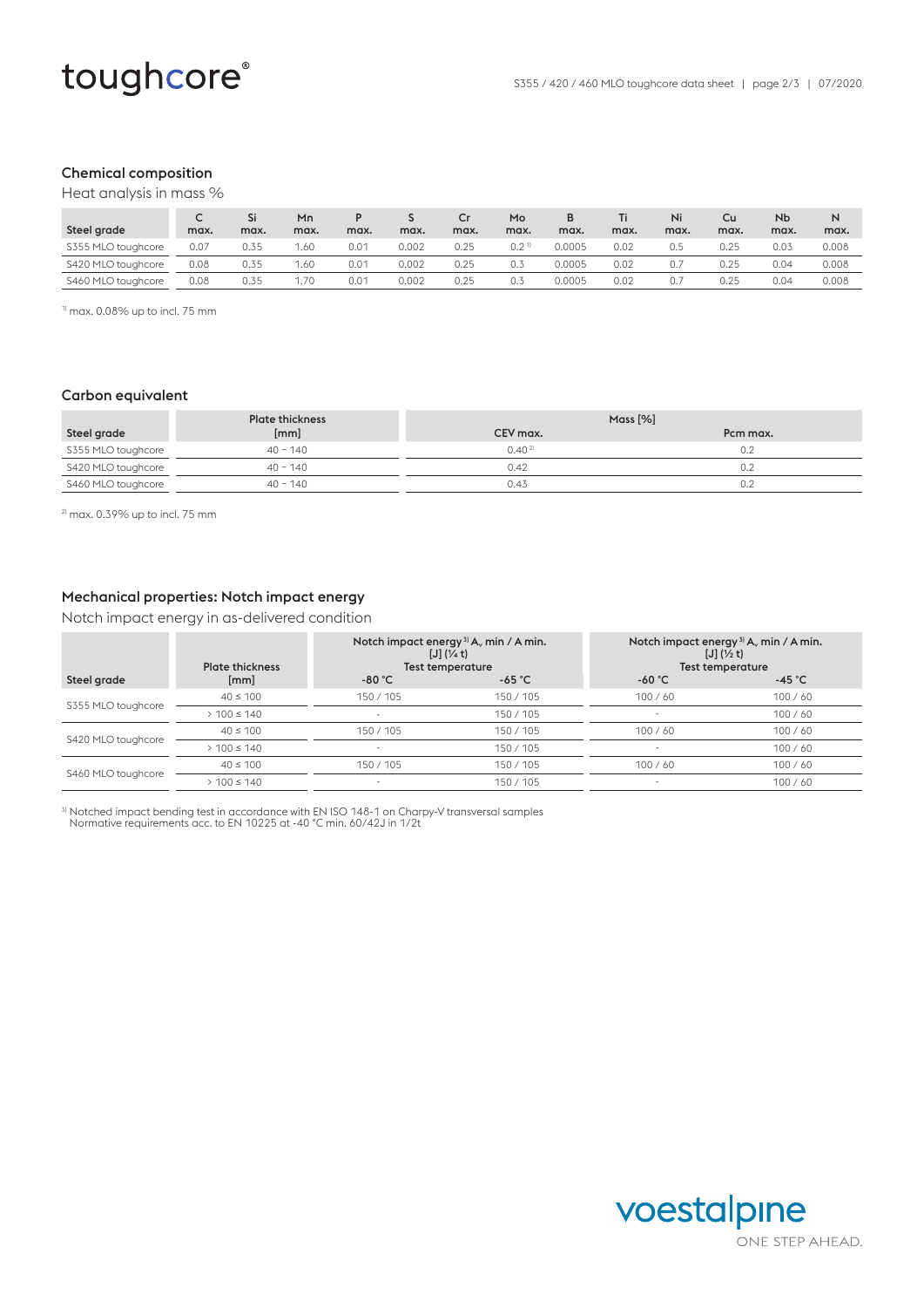## Chemical composition

Heat analysis in mass %

| Steel grade | C max. | Si max. | Mn max. | P max. | S max. | Cr max. | Mo max. | B max. | Ti max. | Ni max. | Cu max. | Nb max. | N max. |
|---|---|---|---|---|---|---|---|---|---|---|---|---|---|
| S355 MLO toughcore | 0.07 | 0.35 | 1.60 | 0.01 | 0.002 | 0.25 | 0.2 [1] | 0.0005 | 0.02 | 0.5 | 0.25 | 0.03 | 0.008 |
| S420 MLO toughcore | 0.08 | 0.35 | 1.60 | 0.01 | 0.002 | 0.25 | 0.3 | 0.0005 | 0.02 | 0.7 | 0.25 | 0.04 | 0.008 |
| S460 MLO toughcore | 0.08 | 0.35 | 1.70 | 0.01 | 0.002 | 0.25 | 0.3 | 0.0005 | 0.02 | 0.7 | 0.25 | 0.04 | 0.008 |

[1] max. 0.08% up to incl. 75 mm

## Carbon equivalent

| Steel grade | Plate thickness [mm] | Mass [%] CEV max. | Mass [%] Pcm max. |
|---|---|---|---|
| S355 MLO toughcore | 40 – 140 | 0.40 [2] | 0.2 |
| S420 MLO toughcore | 40 – 140 | 0.42 | 0.2 |
| S460 MLO toughcore | 40 – 140 | 0.43 | 0.2 |

[2] max. 0.39% up to incl. 75 mm

## Mechanical properties: Notch impact energy

Notch impact energy in as-delivered condition

| Steel grade | Plate thickness [mm] | Notch impact energy [3] $A_v$ min / A min. [J] (¼ t) Test temperature | | Notch impact energy [3] $A_v$ min / A min. [J] (½ t) Test temperature | |
|---|---|---|---|---|---|
| | | -80 °C | -65 °C | -60 °C | -45 °C |
| S355 MLO toughcore | 40 ≤ 100 | 150 / 105 | 150 / 105 | 100 / 60 | 100 / 60 |
| | > 100 ≤ 140 | - | 150 / 105 | - | 100 / 60 |
| S420 MLO toughcore | 40 ≤ 100 | 150 / 105 | 150 / 105 | 100 / 60 | 100 / 60 |
| | > 100 ≤ 140 | - | 150 / 105 | - | 100 / 60 |
| S460 MLO toughcore | 40 ≤ 100 | 150 / 105 | 150 / 105 | 100 / 60 | 100 / 60 |
| | > 100 ≤ 140 | - | 150 / 105 | - | 100 / 60 |

[3] Notched impact bending test in accordance with EN ISO 148-1 on Charpy-V transversal samples
Normative requirements acc. to EN 10225 at -40 °C min. 60/42J in 1/2t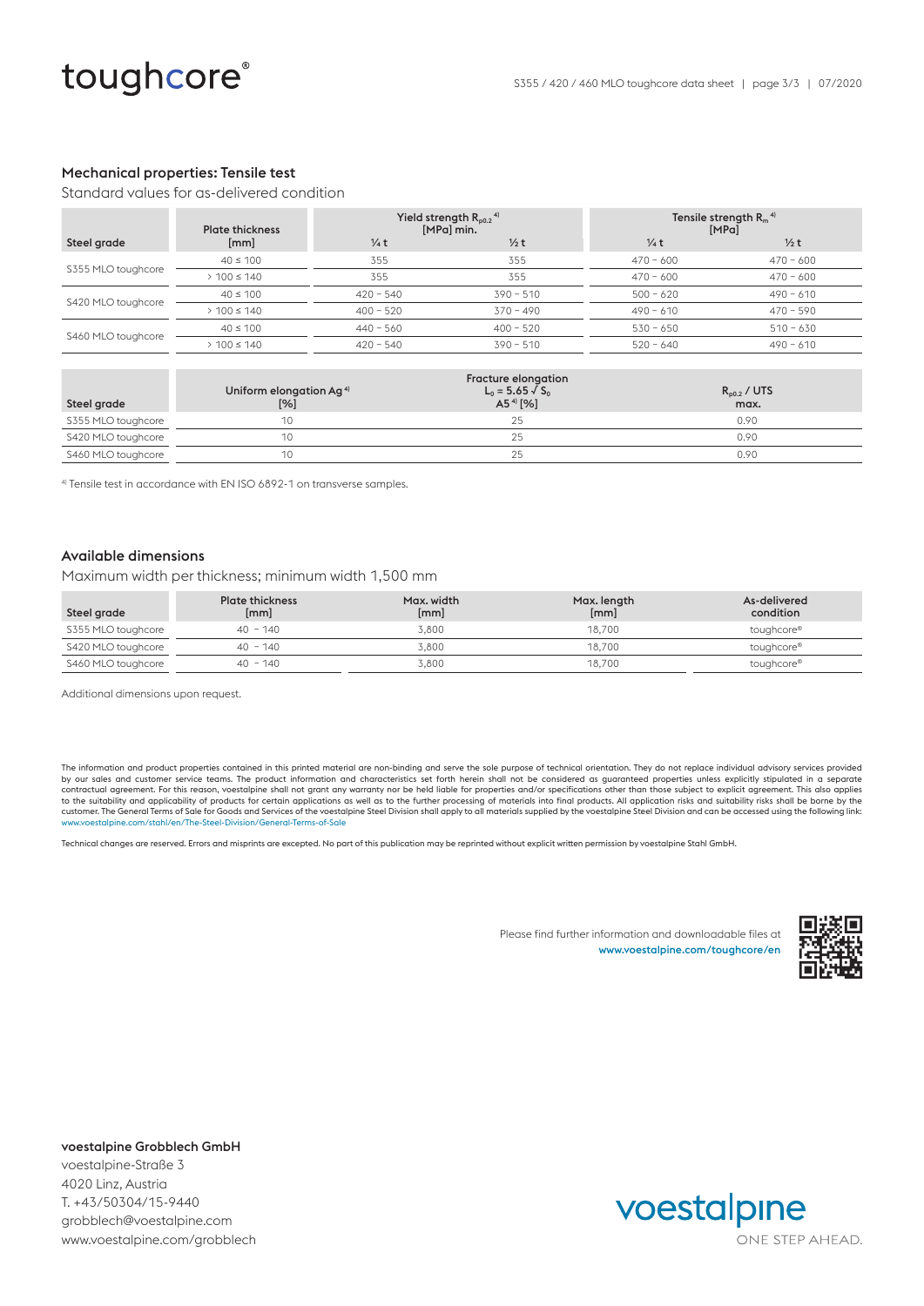## Mechanical properties: Tensile test

Standard values for as-delivered condition

| Steel grade | Plate thickness [mm] | Yield strength $R_{p0.2}$ [4] [MPa] min. | | Tensile strength $R_m$ [4] [MPa] | |
|---|---|---|---|---|---|
| | | ¼ t | ½ t | ¼ t | ½ t |
| S355 MLO toughcore | 40 ≤ 100 | 355 | 355 | 470 – 600 | 470 – 600 |
| | > 100 ≤ 140 | 355 | 355 | 470 – 600 | 470 – 600 |
| S420 MLO toughcore | 40 ≤ 100 | 420 – 540 | 390 – 510 | 500 – 620 | 490 – 610 |
| | > 100 ≤ 140 | 400 – 520 | 370 – 490 | 490 – 610 | 470 – 590 |
| S460 MLO toughcore | 40 ≤ 100 | 440 – 560 | 400 – 520 | 530 – 650 | 510 – 630 |
| | > 100 ≤ 140 | 420 – 540 | 390 – 510 | 520 – 640 | 490 – 610 |

| Steel grade | Uniform elongation Ag [4] [%] | Fracture elongation $L_0 = 5.65 \sqrt{S_0}$ A5 [4] [%] | $R_{p0.2}$ / UTS max. |
|---|---|---|---|
| S355 MLO toughcore | 10 | 25 | 0.90 |
| S420 MLO toughcore | 10 | 25 | 0.90 |
| S460 MLO toughcore | 10 | 25 | 0.90 |

[4] Tensile test in accordance with EN ISO 6892-1 on transverse samples.

## Available dimensions

Maximum width per thickness; minimum width 1,500 mm

| Steel grade | Plate thickness [mm] | Max. width [mm] | Max. length [mm] | As-delivered condition |
|---|---|---|---|---|
| S355 MLO toughcore | 40 – 140 | 3,800 | 18,700 | toughcore® |
| S420 MLO toughcore | 40 – 140 | 3,800 | 18,700 | toughcore® |
| S460 MLO toughcore | 40 – 140 | 3,800 | 18,700 | toughcore® |

Additional dimensions upon request.

The information and product properties contained in this printed material are non-binding and serve the sole purpose of technical orientation. They do not replace individual advisory services provided by our sales and customer service teams. The product information and characteristics set forth herein shall not be considered as guaranteed properties unless explicitly stipulated in a separate contractual agreement. For this reason, voestalpine shall not grant any warranty nor be held liable for properties and/or specifications other than those subject to explicit agreement. This also applies to the suitability and applicability of products for certain applications as well as to the further processing of materials into final products. All application risks and suitability risks shall be borne by the customer. The General Terms of Sale for Goods and Services of the voestalpine Steel Division shall apply to all materials supplied by the voestalpine Steel Division and can be accessed using the following link: www.voestalpine.com/stahl/en/The-Steel-Division/General-Terms-of-Sale

Technical changes are reserved. Errors and misprints are excepted. No part of this publication may be reprinted without explicit written permission by voestalpine Stahl GmbH.

Please find further information and downloadable files at **www.voestalpine.com/toughcore/en**

**voestalpine Grobblech GmbH**
voestalpine-Straße 3
4020 Linz, Austria
T. +43/50304/15-9440
grobblech@voestalpine.com
www.voestalpine.com/grobblech

voestalpine
ONE STEP AHEAD.